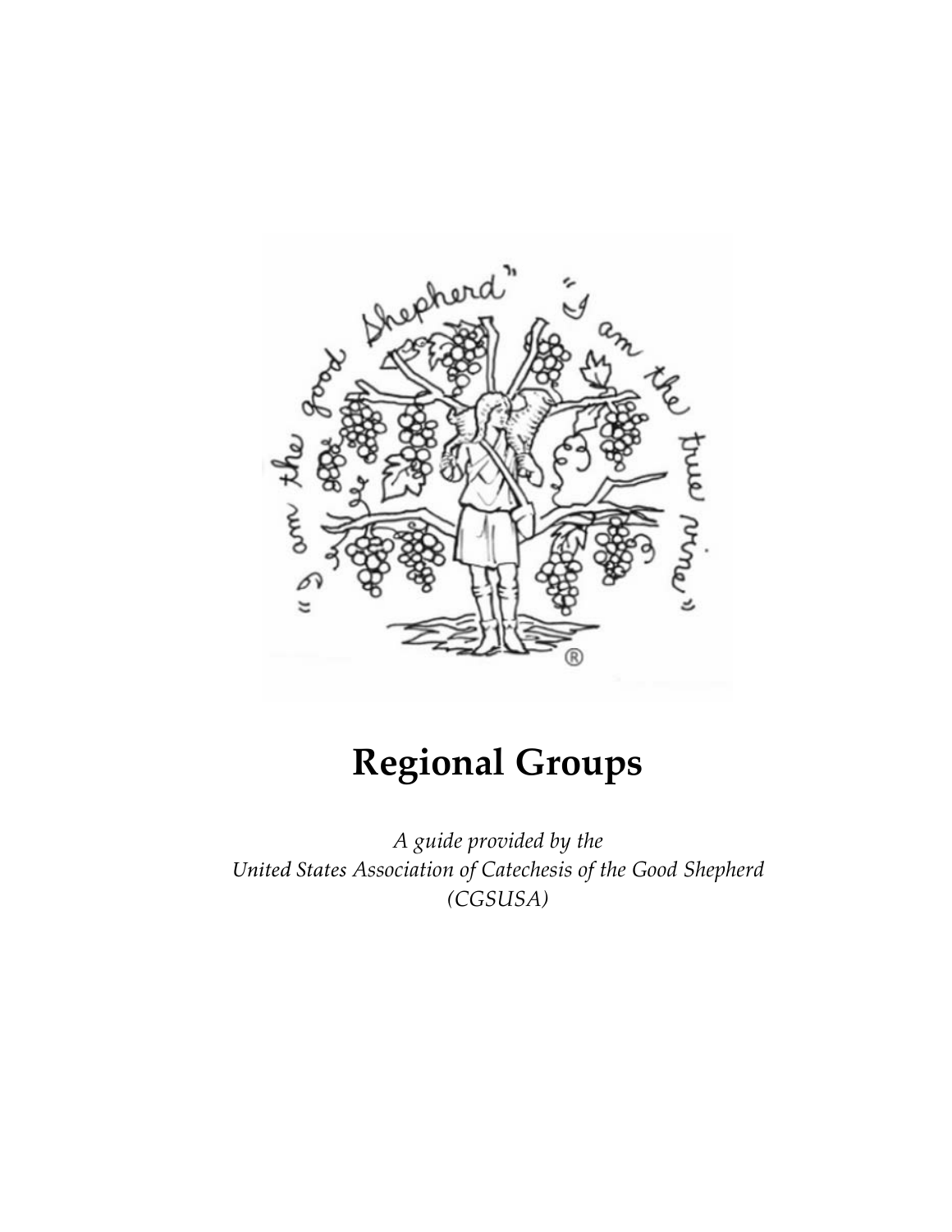# Regional Groups

*A guide provided by the*
*United States Association of Catechesis of the Good Shepherd*
*(CGSUSA)*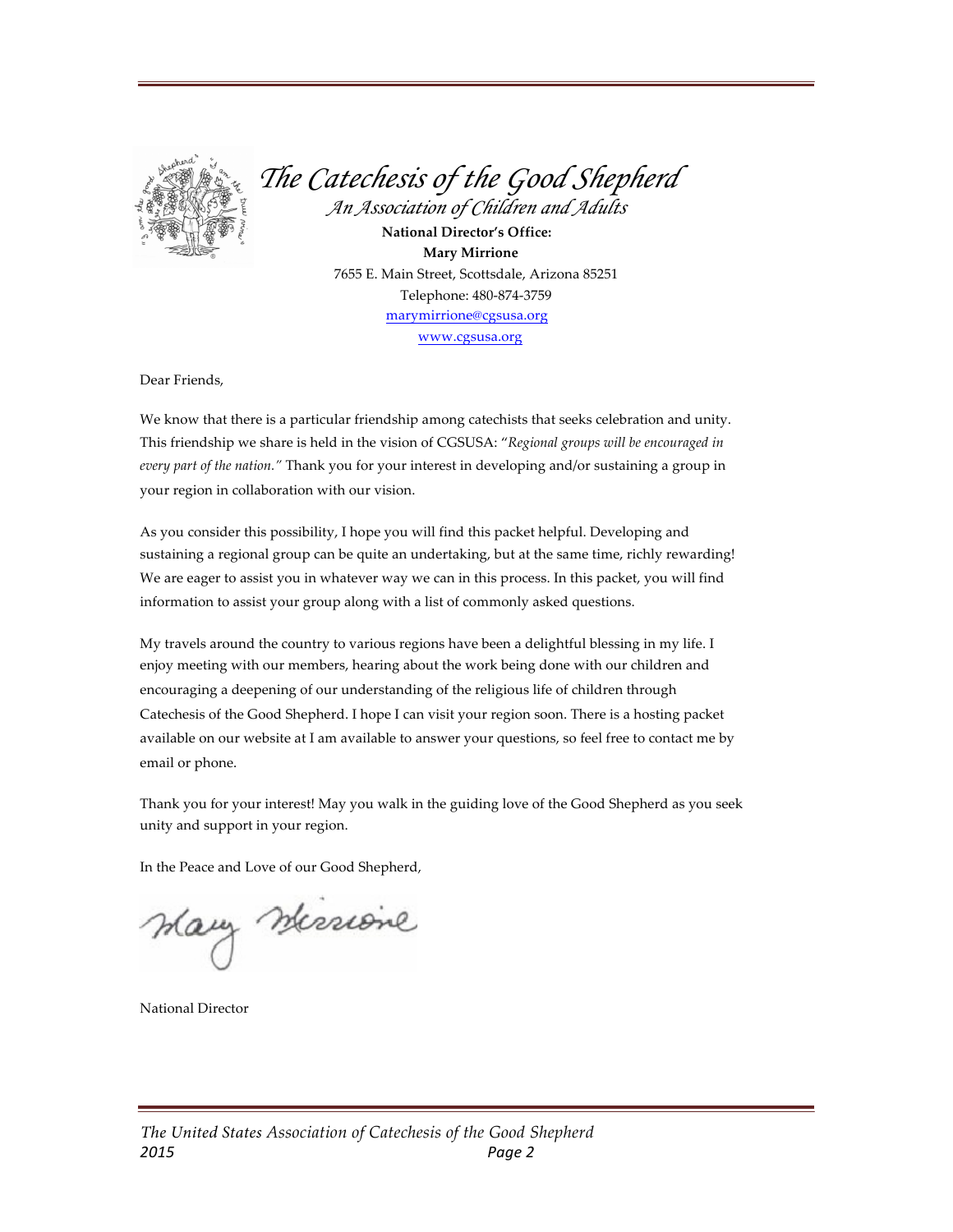# *The Catechesis of the Good Shepherd*

*An Association of Children and Adults*

**National Director's Office:**
**Mary Mirrione**
7655 E. Main Street, Scottsdale, Arizona 85251
Telephone: 480-874-3759
marymirrione@cgsusa.org
www.cgsusa.org

Dear Friends,

We know that there is a particular friendship among catechists that seeks celebration and unity. This friendship we share is held in the vision of CGSUSA: "*Regional groups will be encouraged in every part of the nation.*" Thank you for your interest in developing and/or sustaining a group in your region in collaboration with our vision.

As you consider this possibility, I hope you will find this packet helpful. Developing and sustaining a regional group can be quite an undertaking, but at the same time, richly rewarding! We are eager to assist you in whatever way we can in this process. In this packet, you will find information to assist your group along with a list of commonly asked questions.

My travels around the country to various regions have been a delightful blessing in my life. I enjoy meeting with our members, hearing about the work being done with our children and encouraging a deepening of our understanding of the religious life of children through Catechesis of the Good Shepherd. I hope I can visit your region soon. There is a hosting packet available on our website at I am available to answer your questions, so feel free to contact me by email or phone.

Thank you for your interest! May you walk in the guiding love of the Good Shepherd as you seek unity and support in your region.

In the Peace and Love of our Good Shepherd,

Mary Mirrione

National Director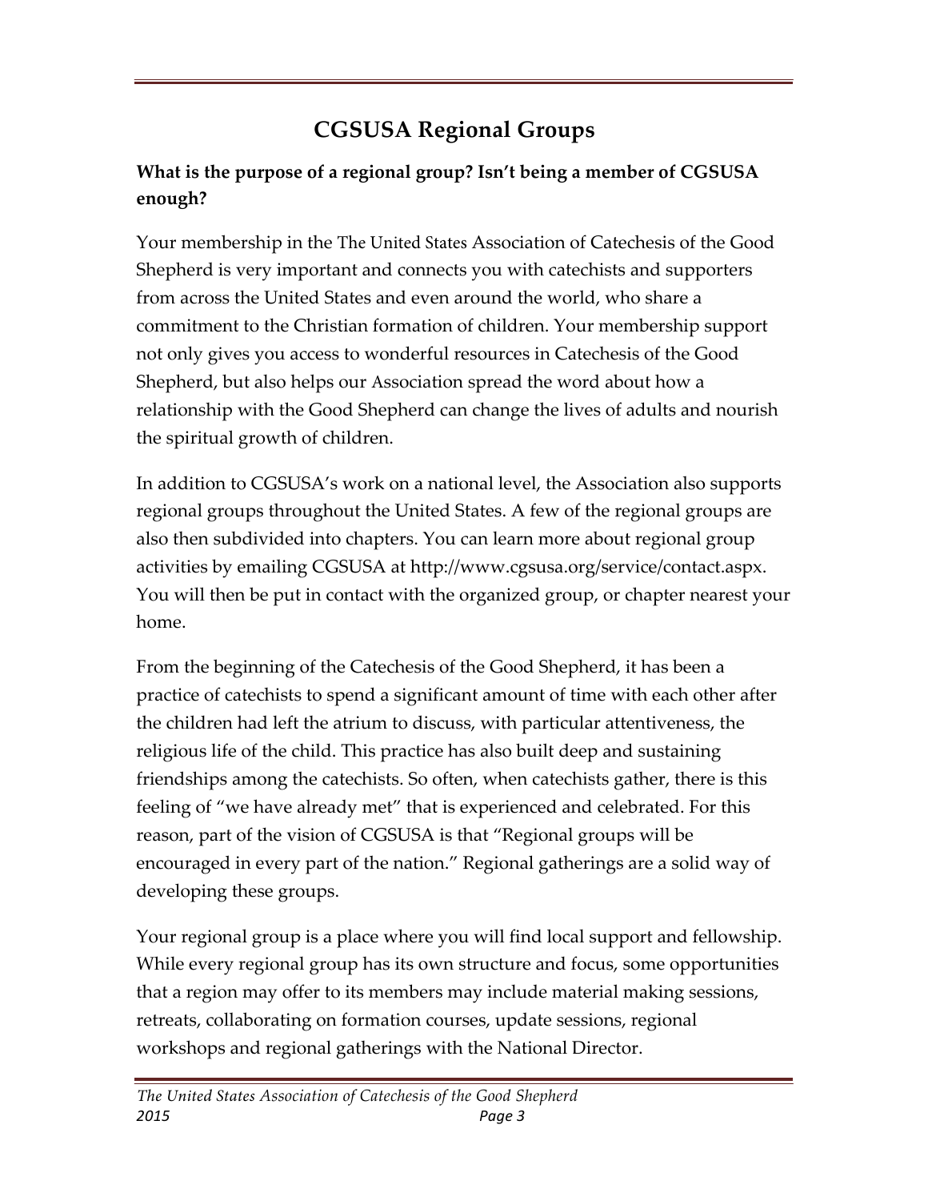# CGSUSA Regional Groups

**What is the purpose of a regional group? Isn't being a member of CGSUSA enough?**

Your membership in the The United States Association of Catechesis of the Good Shepherd is very important and connects you with catechists and supporters from across the United States and even around the world, who share a commitment to the Christian formation of children. Your membership support not only gives you access to wonderful resources in Catechesis of the Good Shepherd, but also helps our Association spread the word about how a relationship with the Good Shepherd can change the lives of adults and nourish the spiritual growth of children.

In addition to CGSUSA's work on a national level, the Association also supports regional groups throughout the United States. A few of the regional groups are also then subdivided into chapters. You can learn more about regional group activities by emailing CGSUSA at http://www.cgsusa.org/service/contact.aspx. You will then be put in contact with the organized group, or chapter nearest your home.

From the beginning of the Catechesis of the Good Shepherd, it has been a practice of catechists to spend a significant amount of time with each other after the children had left the atrium to discuss, with particular attentiveness, the religious life of the child. This practice has also built deep and sustaining friendships among the catechists. So often, when catechists gather, there is this feeling of "we have already met" that is experienced and celebrated. For this reason, part of the vision of CGSUSA is that "Regional groups will be encouraged in every part of the nation." Regional gatherings are a solid way of developing these groups.

Your regional group is a place where you will find local support and fellowship. While every regional group has its own structure and focus, some opportunities that a region may offer to its members may include material making sessions, retreats, collaborating on formation courses, update sessions, regional workshops and regional gatherings with the National Director.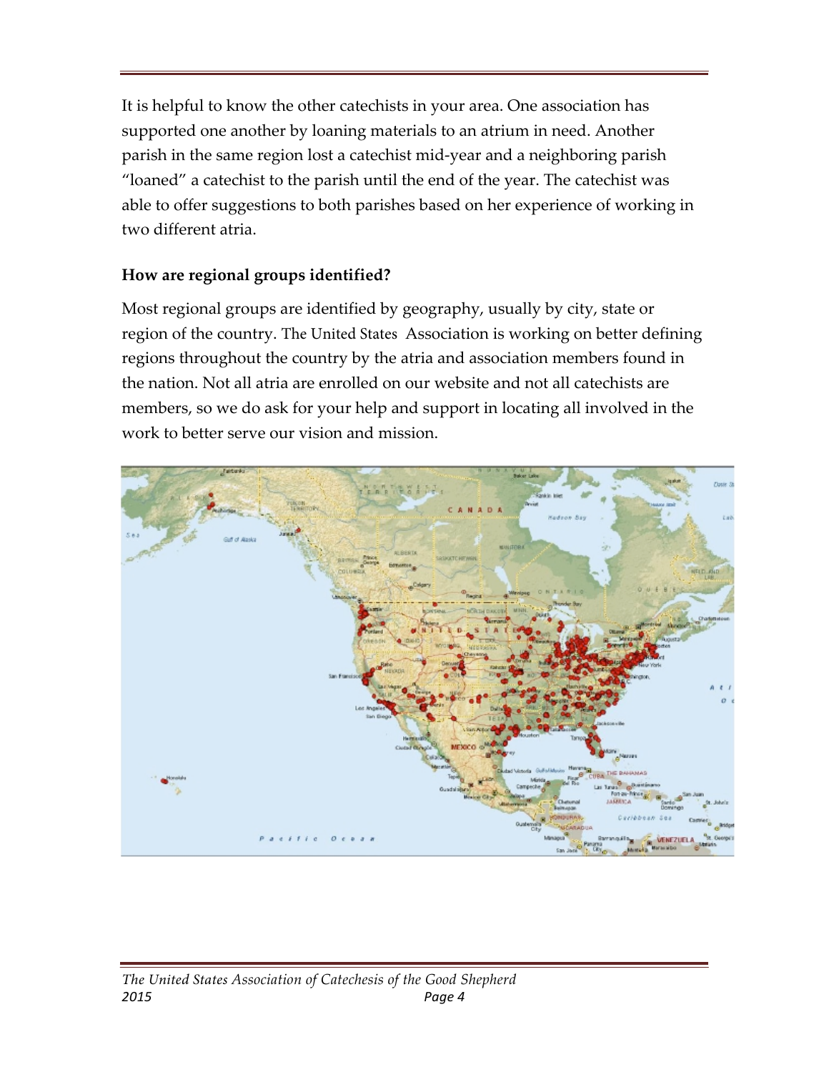It is helpful to know the other catechists in your area. One association has supported one another by loaning materials to an atrium in need. Another parish in the same region lost a catechist mid-year and a neighboring parish "loaned" a catechist to the parish until the end of the year. The catechist was able to offer suggestions to both parishes based on her experience of working in two different atria.

**How are regional groups identified?**

Most regional groups are identified by geography, usually by city, state or region of the country. The United States Association is working on better defining regions throughout the country by the atria and association members found in the nation. Not all atria are enrolled on our website and not all catechists are members, so we do ask for your help and support in locating all involved in the work to better serve our vision and mission.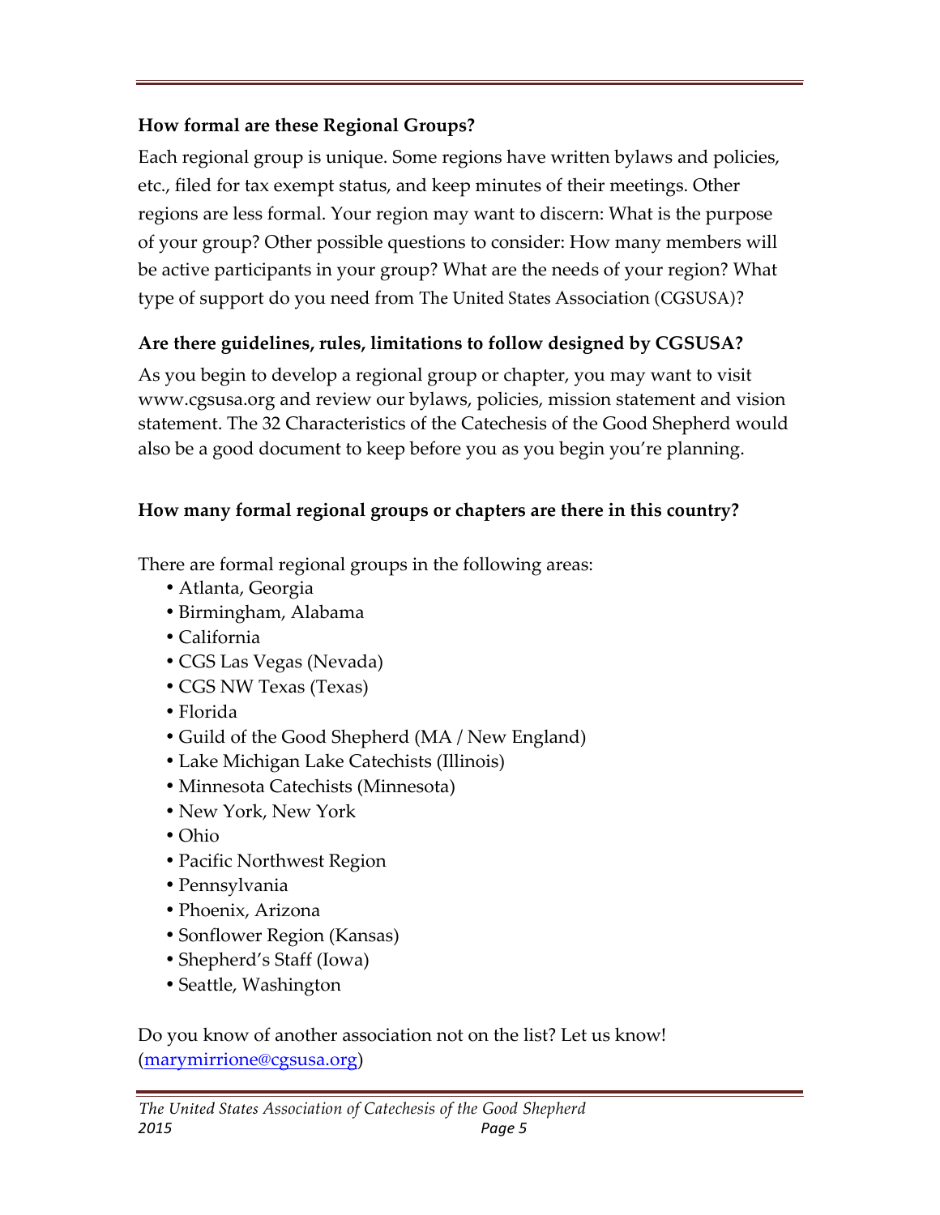### How formal are these Regional Groups?

Each regional group is unique. Some regions have written bylaws and policies, etc., filed for tax exempt status, and keep minutes of their meetings. Other regions are less formal. Your region may want to discern: What is the purpose of your group? Other possible questions to consider: How many members will be active participants in your group? What are the needs of your region? What type of support do you need from The United States Association (CGSUSA)?

### Are there guidelines, rules, limitations to follow designed by CGSUSA?

As you begin to develop a regional group or chapter, you may want to visit www.cgsusa.org and review our bylaws, policies, mission statement and vision statement. The 32 Characteristics of the Catechesis of the Good Shepherd would also be a good document to keep before you as you begin you're planning.

### How many formal regional groups or chapters are there in this country?

There are formal regional groups in the following areas:

- Atlanta, Georgia
- Birmingham, Alabama
- California
- CGS Las Vegas (Nevada)
- CGS NW Texas (Texas)
- Florida
- Guild of the Good Shepherd (MA / New England)
- Lake Michigan Lake Catechists (Illinois)
- Minnesota Catechists (Minnesota)
- New York, New York
- Ohio
- Pacific Northwest Region
- Pennsylvania
- Phoenix, Arizona
- Sonflower Region (Kansas)
- Shepherd's Staff (Iowa)
- Seattle, Washington

Do you know of another association not on the list? Let us know! (marymirrione@cgsusa.org)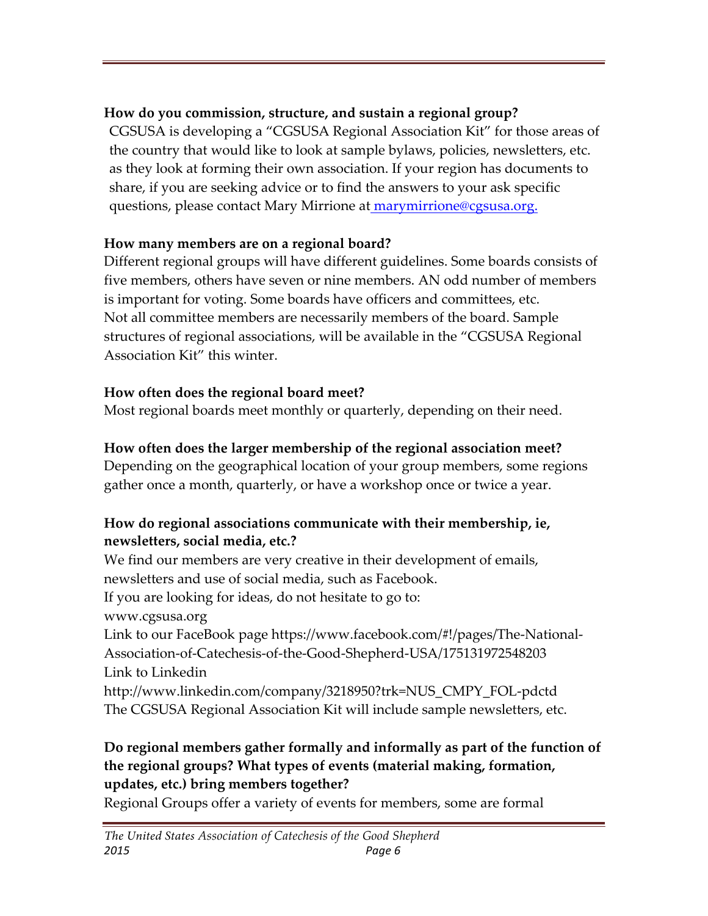**How do you commission, structure, and sustain a regional group?**

CGSUSA is developing a "CGSUSA Regional Association Kit" for those areas of the country that would like to look at sample bylaws, policies, newsletters, etc. as they look at forming their own association. If your region has documents to share, if you are seeking advice or to find the answers to your ask specific questions, please contact Mary Mirrione at marymirrione@cgsusa.org.

**How many members are on a regional board?**

Different regional groups will have different guidelines. Some boards consists of five members, others have seven or nine members. AN odd number of members is important for voting. Some boards have officers and committees, etc. Not all committee members are necessarily members of the board. Sample structures of regional associations, will be available in the "CGSUSA Regional Association Kit" this winter.

**How often does the regional board meet?**

Most regional boards meet monthly or quarterly, depending on their need.

**How often does the larger membership of the regional association meet?**

Depending on the geographical location of your group members, some regions gather once a month, quarterly, or have a workshop once or twice a year.

**How do regional associations communicate with their membership, ie, newsletters, social media, etc.?**

We find our members are very creative in their development of emails, newsletters and use of social media, such as Facebook.
If you are looking for ideas, do not hesitate to go to:
www.cgsusa.org
Link to our FaceBook page https://www.facebook.com/#!/pages/The-National-Association-of-Catechesis-of-the-Good-Shepherd-USA/175131972548203
Link to Linkedin
http://www.linkedin.com/company/3218950?trk=NUS_CMPY_FOL-pdctd
The CGSUSA Regional Association Kit will include sample newsletters, etc.

**Do regional members gather formally and informally as part of the function of the regional groups? What types of events (material making, formation, updates, etc.) bring members together?**

Regional Groups offer a variety of events for members, some are formal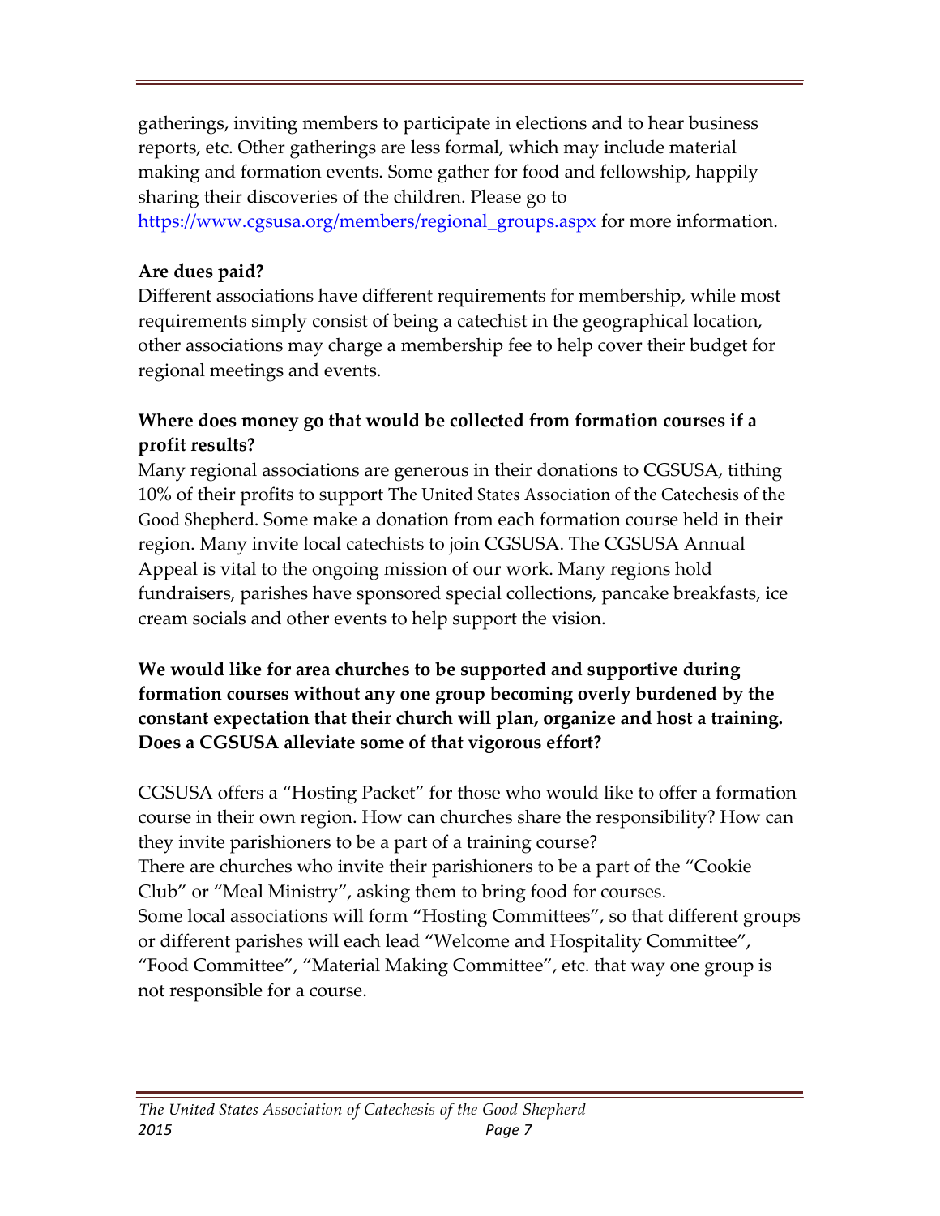gatherings, inviting members to participate in elections and to hear business reports, etc. Other gatherings are less formal, which may include material making and formation events. Some gather for food and fellowship, happily sharing their discoveries of the children. Please go to https://www.cgsusa.org/members/regional_groups.aspx for more information.

**Are dues paid?**

Different associations have different requirements for membership, while most requirements simply consist of being a catechist in the geographical location, other associations may charge a membership fee to help cover their budget for regional meetings and events.

**Where does money go that would be collected from formation courses if a profit results?**

Many regional associations are generous in their donations to CGSUSA, tithing 10% of their profits to support The United States Association of the Catechesis of the Good Shepherd. Some make a donation from each formation course held in their region. Many invite local catechists to join CGSUSA. The CGSUSA Annual Appeal is vital to the ongoing mission of our work. Many regions hold fundraisers, parishes have sponsored special collections, pancake breakfasts, ice cream socials and other events to help support the vision.

**We would like for area churches to be supported and supportive during formation courses without any one group becoming overly burdened by the constant expectation that their church will plan, organize and host a training. Does a CGSUSA alleviate some of that vigorous effort?**

CGSUSA offers a "Hosting Packet" for those who would like to offer a formation course in their own region. How can churches share the responsibility? How can they invite parishioners to be a part of a training course?

There are churches who invite their parishioners to be a part of the "Cookie Club" or "Meal Ministry", asking them to bring food for courses.

Some local associations will form "Hosting Committees", so that different groups or different parishes will each lead "Welcome and Hospitality Committee", "Food Committee", "Material Making Committee", etc. that way one group is not responsible for a course.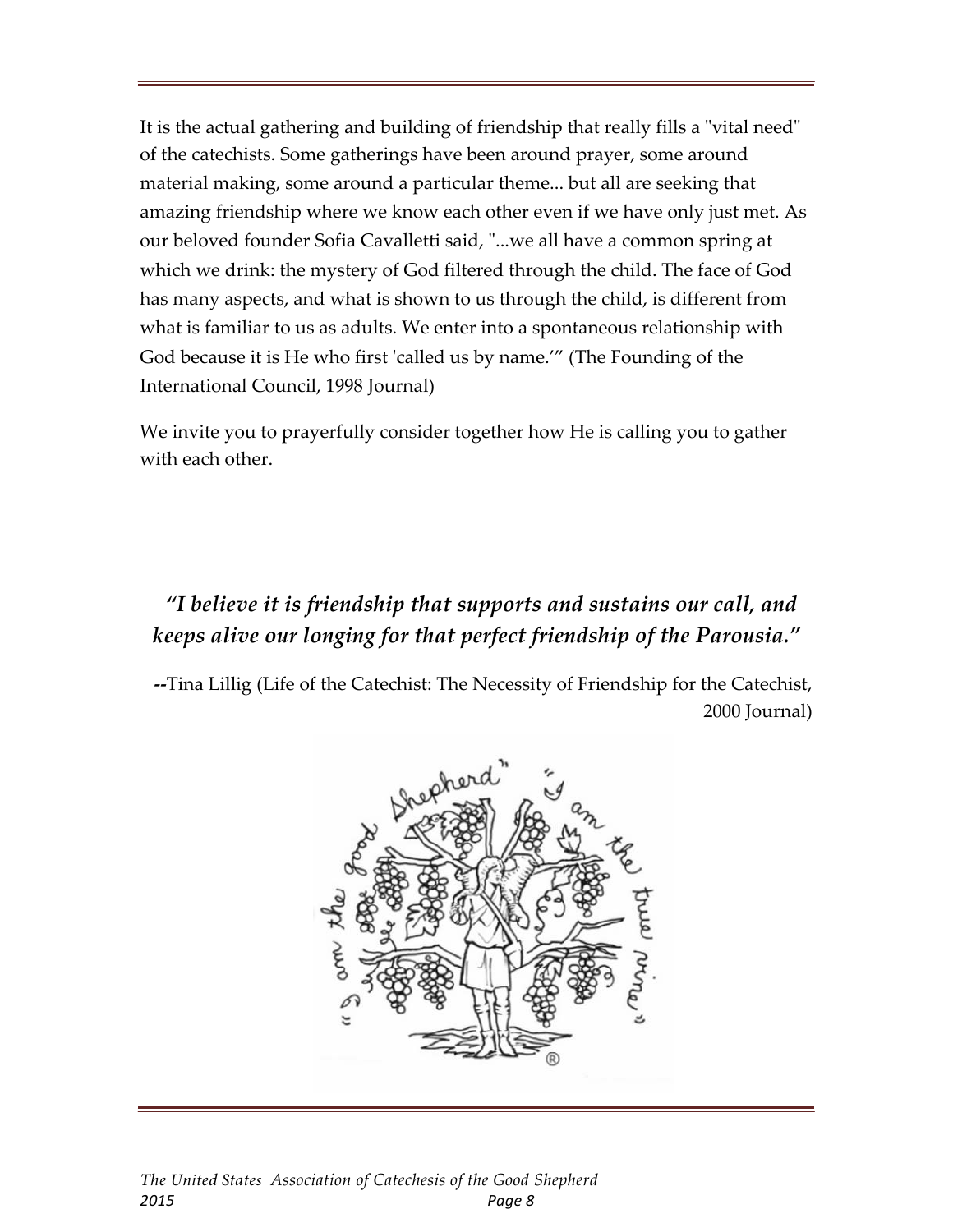It is the actual gathering and building of friendship that really fills a "vital need" of the catechists. Some gatherings have been around prayer, some around material making, some around a particular theme... but all are seeking that amazing friendship where we know each other even if we have only just met. As our beloved founder Sofia Cavalletti said, "...we all have a common spring at which we drink: the mystery of God filtered through the child. The face of God has many aspects, and what is shown to us through the child, is different from what is familiar to us as adults. We enter into a spontaneous relationship with God because it is He who first 'called us by name.'" (The Founding of the International Council, 1998 Journal)

We invite you to prayerfully consider together how He is calling you to gather with each other.

***"I believe it is friendship that supports and sustains our call, and keeps alive our longing for that perfect friendship of the Parousia."***

**--**Tina Lillig (Life of the Catechist: The Necessity of Friendship for the Catechist, 2000 Journal)